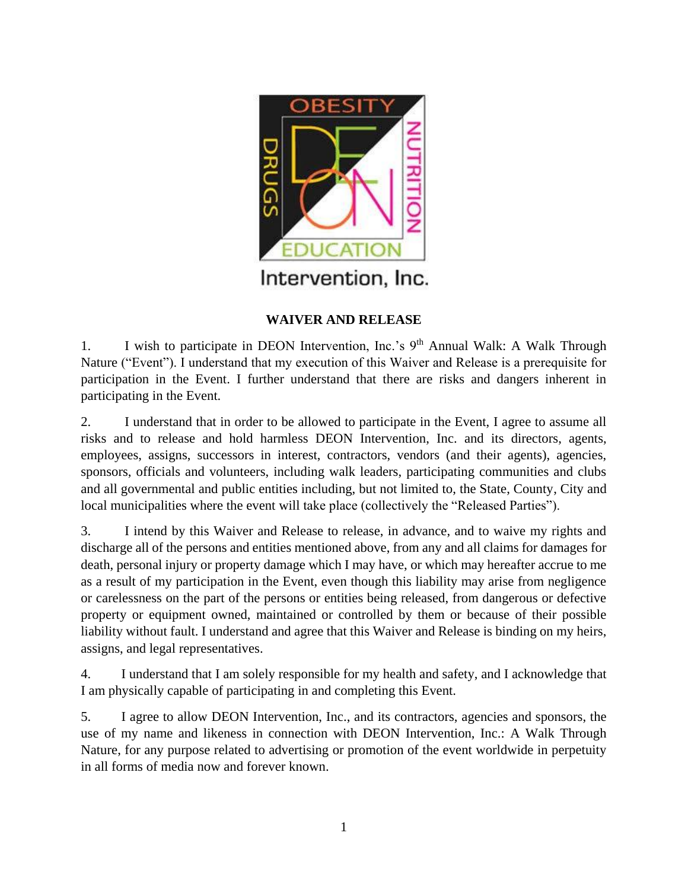OBESITY

DRUGS

NUTRITION

EDUCATION

Intervention, Inc.

**WAIVER AND RELEASE**

1. I wish to participate in DEON Intervention, Inc.'s 9th Annual Walk: A Walk Through Nature ("Event"). I understand that my execution of this Waiver and Release is a prerequisite for participation in the Event. I further understand that there are risks and dangers inherent in participating in the Event.

2. I understand that in order to be allowed to participate in the Event, I agree to assume all risks and to release and hold harmless DEON Intervention, Inc. and its directors, agents, employees, assigns, successors in interest, contractors, vendors (and their agents), agencies, sponsors, officials and volunteers, including walk leaders, participating communities and clubs and all governmental and public entities including, but not limited to, the State, County, City and local municipalities where the event will take place (collectively the "Released Parties").

3. I intend by this Waiver and Release to release, in advance, and to waive my rights and discharge all of the persons and entities mentioned above, from any and all claims for damages for death, personal injury or property damage which I may have, or which may hereafter accrue to me as a result of my participation in the Event, even though this liability may arise from negligence or carelessness on the part of the persons or entities being released, from dangerous or defective property or equipment owned, maintained or controlled by them or because of their possible liability without fault. I understand and agree that this Waiver and Release is binding on my heirs, assigns, and legal representatives.

4. I understand that I am solely responsible for my health and safety, and I acknowledge that I am physically capable of participating in and completing this Event.

5. I agree to allow DEON Intervention, Inc., and its contractors, agencies and sponsors, the use of my name and likeness in connection with DEON Intervention, Inc.: A Walk Through Nature, for any purpose related to advertising or promotion of the event worldwide in perpetuity in all forms of media now and forever known.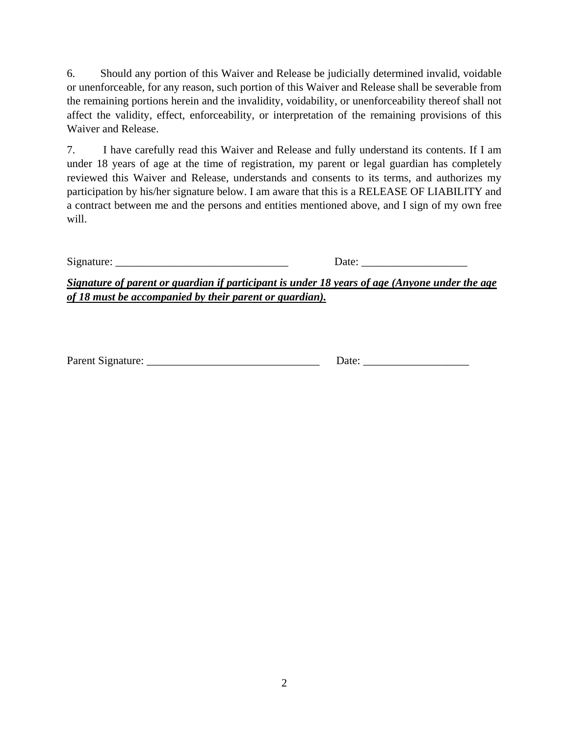6. Should any portion of this Waiver and Release be judicially determined invalid, voidable or unenforceable, for any reason, such portion of this Waiver and Release shall be severable from the remaining portions herein and the invalidity, voidability, or unenforceability thereof shall not affect the validity, effect, enforceability, or interpretation of the remaining provisions of this Waiver and Release.

7. I have carefully read this Waiver and Release and fully understand its contents. If I am under 18 years of age at the time of registration, my parent or legal guardian has completely reviewed this Waiver and Release, understands and consents to its terms, and authorizes my participation by his/her signature below. I am aware that this is a RELEASE OF LIABILITY and a contract between me and the persons and entities mentioned above, and I sign of my own free will.

Signature: _______________________________ Date: ___________________

***Signature of parent or guardian if participant is under 18 years of age (Anyone under the age of 18 must be accompanied by their parent or guardian).***

Parent Signature: _______________________________ Date: ___________________